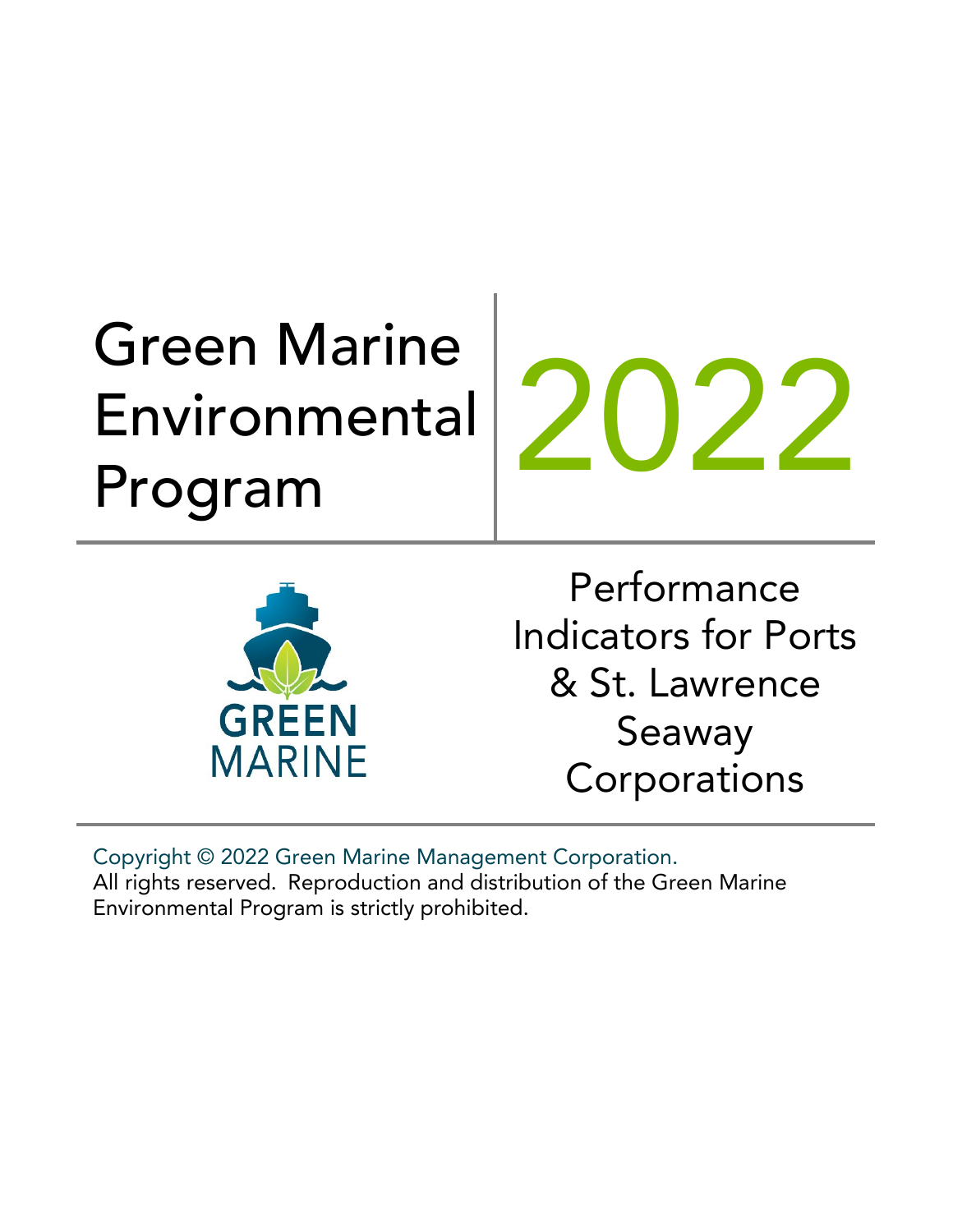# Green Marine Environmental Program

# 2022

GREEN MARINE

## Performance Indicators for Ports & St. Lawrence Seaway Corporations

Copyright © 2022 Green Marine Management Corporation.
All rights reserved. Reproduction and distribution of the Green Marine Environmental Program is strictly prohibited.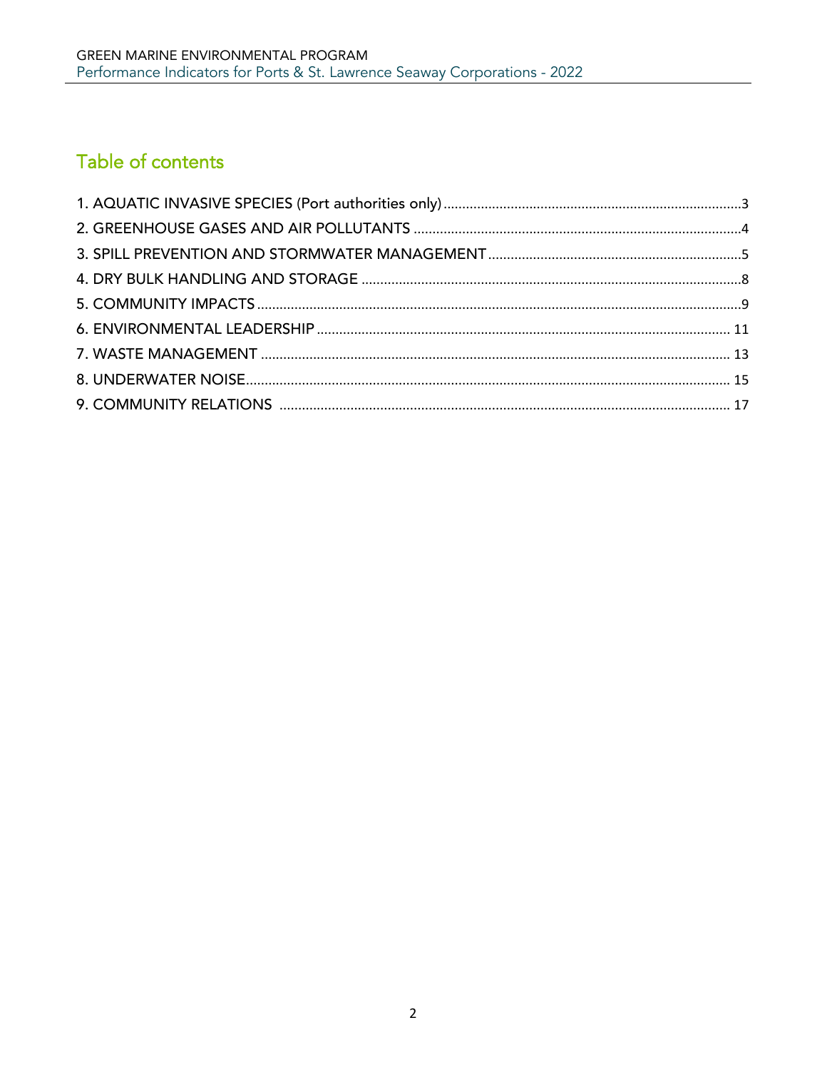## Table of contents

1. AQUATIC INVASIVE SPECIES (Port authorities only) ..... 3
2. GREENHOUSE GASES AND AIR POLLUTANTS ..... 4
3. SPILL PREVENTION AND STORMWATER MANAGEMENT ..... 5
4. DRY BULK HANDLING AND STORAGE ..... 8
5. COMMUNITY IMPACTS ..... 9
6. ENVIRONMENTAL LEADERSHIP ..... 11
7. WASTE MANAGEMENT ..... 13
8. UNDERWATER NOISE ..... 15
9. COMMUNITY RELATIONS ..... 17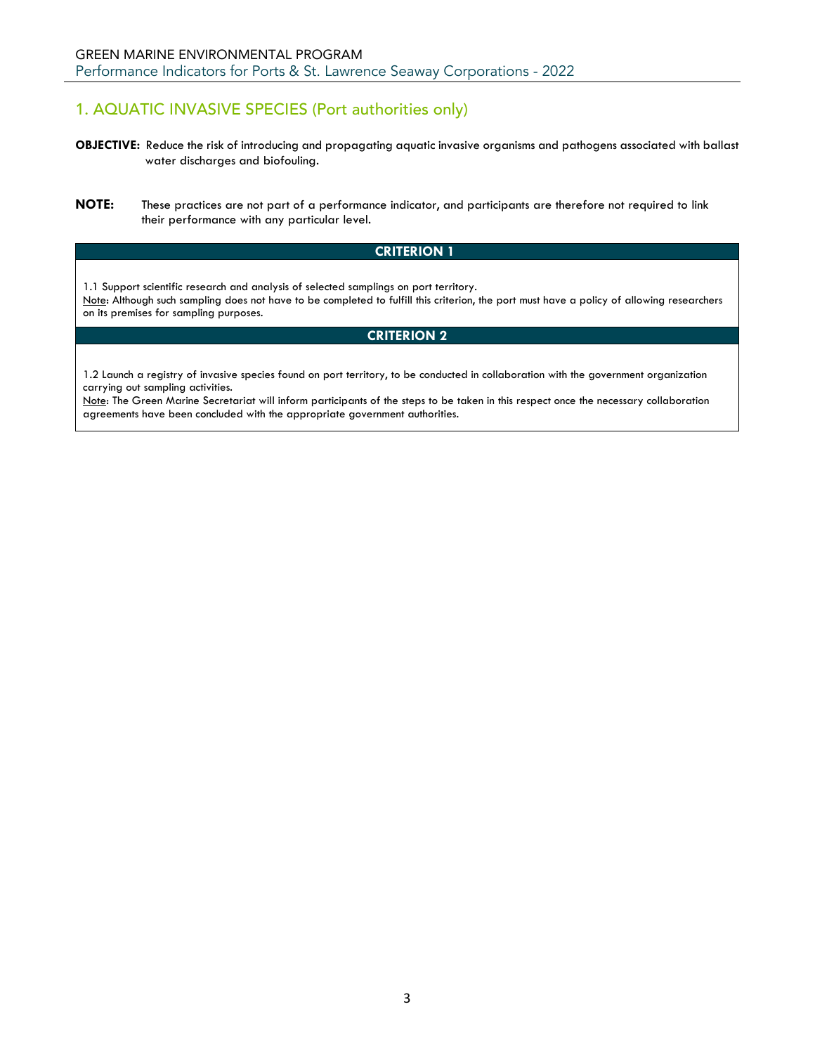# 1. AQUATIC INVASIVE SPECIES (Port authorities only)

**OBJECTIVE:** Reduce the risk of introducing and propagating aquatic invasive organisms and pathogens associated with ballast water discharges and biofouling.

**NOTE:** These practices are not part of a performance indicator, and participants are therefore not required to link their performance with any particular level.

| CRITERION 1 |
|---|
| 1.1 Support scientific research and analysis of selected samplings on port territory.<br>Note: Although such sampling does not have to be completed to fulfill this criterion, the port must have a policy of allowing researchers on its premises for sampling purposes. |
| **CRITERION 2** |
| 1.2 Launch a registry of invasive species found on port territory, to be conducted in collaboration with the government organization carrying out sampling activities.<br>Note: The Green Marine Secretariat will inform participants of the steps to be taken in this respect once the necessary collaboration agreements have been concluded with the appropriate government authorities. |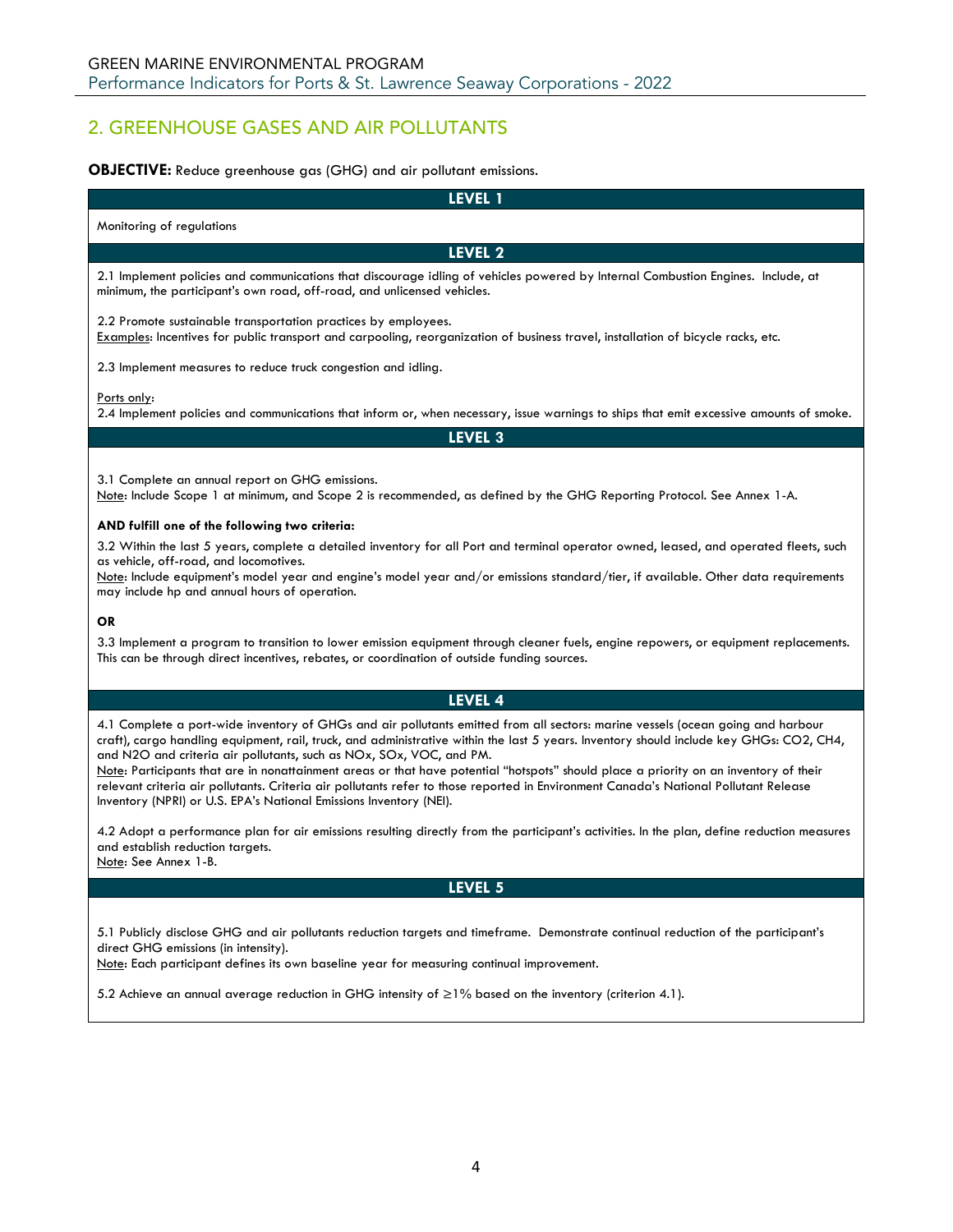## 2. GREENHOUSE GASES AND AIR POLLUTANTS

**OBJECTIVE:** Reduce greenhouse gas (GHG) and air pollutant emissions.

### LEVEL 1

Monitoring of regulations

### LEVEL 2

2.1 Implement policies and communications that discourage idling of vehicles powered by Internal Combustion Engines. Include, at minimum, the participant's own road, off-road, and unlicensed vehicles.

2.2 Promote sustainable transportation practices by employees.
Examples: Incentives for public transport and carpooling, reorganization of business travel, installation of bicycle racks, etc.

2.3 Implement measures to reduce truck congestion and idling.

Ports only:
2.4 Implement policies and communications that inform or, when necessary, issue warnings to ships that emit excessive amounts of smoke.

### LEVEL 3

3.1 Complete an annual report on GHG emissions.
Note: Include Scope 1 at minimum, and Scope 2 is recommended, as defined by the GHG Reporting Protocol. See Annex 1-A.

**AND fulfill one of the following two criteria:**

3.2 Within the last 5 years, complete a detailed inventory for all Port and terminal operator owned, leased, and operated fleets, such as vehicle, off-road, and locomotives.
Note: Include equipment's model year and engine's model year and/or emissions standard/tier, if available. Other data requirements may include hp and annual hours of operation.

**OR**

3.3 Implement a program to transition to lower emission equipment through cleaner fuels, engine repowers, or equipment replacements. This can be through direct incentives, rebates, or coordination of outside funding sources.

### LEVEL 4

4.1 Complete a port-wide inventory of GHGs and air pollutants emitted from all sectors: marine vessels (ocean going and harbour craft), cargo handling equipment, rail, truck, and administrative within the last 5 years. Inventory should include key GHGs: $CO_2$, $CH_4$, and $N_2O$ and criteria air pollutants, such as $NO_x$, $SO_x$, VOC, and PM.
Note: Participants that are in nonattainment areas or that have potential "hotspots" should place a priority on an inventory of their relevant criteria air pollutants. Criteria air pollutants refer to those reported in Environment Canada's National Pollutant Release Inventory (NPRI) or U.S. EPA's National Emissions Inventory (NEI).

4.2 Adopt a performance plan for air emissions resulting directly from the participant's activities. In the plan, define reduction measures and establish reduction targets.
Note: See Annex 1-B.

### LEVEL 5

5.1 Publicly disclose GHG and air pollutants reduction targets and timeframe. Demonstrate continual reduction of the participant's direct GHG emissions (in intensity).
Note: Each participant defines its own baseline year for measuring continual improvement.

5.2 Achieve an annual average reduction in GHG intensity of $\geq 1\%$ based on the inventory (criterion 4.1).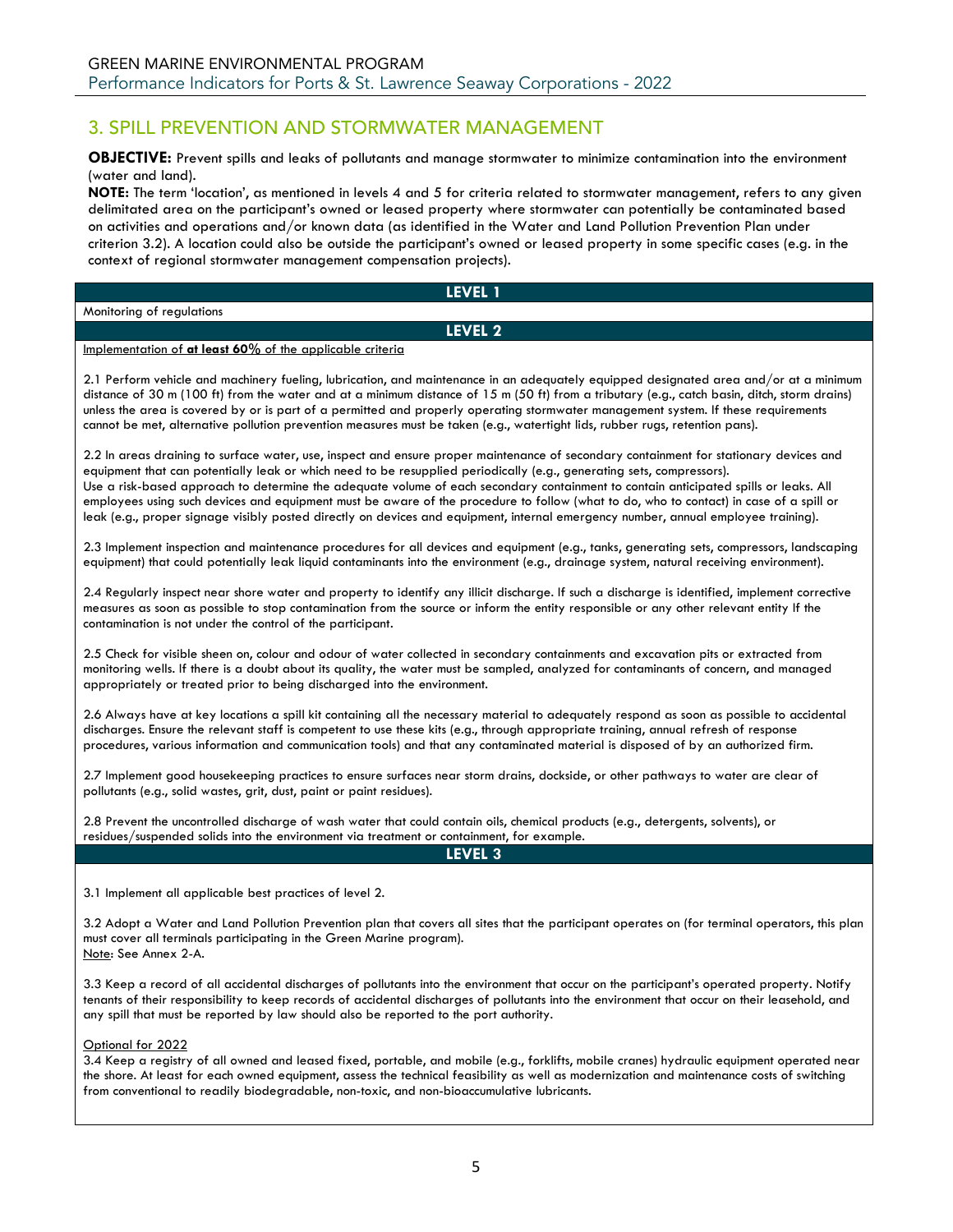## 3. SPILL PREVENTION AND STORMWATER MANAGEMENT

**OBJECTIVE:** Prevent spills and leaks of pollutants and manage stormwater to minimize contamination into the environment (water and land).

**NOTE:** The term 'location', as mentioned in levels 4 and 5 for criteria related to stormwater management, refers to any given delimitated area on the participant's owned or leased property where stormwater can potentially be contaminated based on activities and operations and/or known data (as identified in the Water and Land Pollution Prevention Plan under criterion 3.2). A location could also be outside the participant's owned or leased property in some specific cases (e.g. in the context of regional stormwater management compensation projects).

### LEVEL 1

Monitoring of regulations

### LEVEL 2

Implementation of **at least 60%** of the applicable criteria

2.1 Perform vehicle and machinery fueling, lubrication, and maintenance in an adequately equipped designated area and/or at a minimum distance of 30 m (100 ft) from the water and at a minimum distance of 15 m (50 ft) from a tributary (e.g., catch basin, ditch, storm drains) unless the area is covered by or is part of a permitted and properly operating stormwater management system. If these requirements cannot be met, alternative pollution prevention measures must be taken (e.g., watertight lids, rubber rugs, retention pans).

2.2 In areas draining to surface water, use, inspect and ensure proper maintenance of secondary containment for stationary devices and equipment that can potentially leak or which need to be resupplied periodically (e.g., generating sets, compressors).
Use a risk-based approach to determine the adequate volume of each secondary containment to contain anticipated spills or leaks. All employees using such devices and equipment must be aware of the procedure to follow (what to do, who to contact) in case of a spill or leak (e.g., proper signage visibly posted directly on devices and equipment, internal emergency number, annual employee training).

2.3 Implement inspection and maintenance procedures for all devices and equipment (e.g., tanks, generating sets, compressors, landscaping equipment) that could potentially leak liquid contaminants into the environment (e.g., drainage system, natural receiving environment).

2.4 Regularly inspect near shore water and property to identify any illicit discharge. If such a discharge is identified, implement corrective measures as soon as possible to stop contamination from the source or inform the entity responsible or any other relevant entity If the contamination is not under the control of the participant.

2.5 Check for visible sheen on, colour and odour of water collected in secondary containments and excavation pits or extracted from monitoring wells. If there is a doubt about its quality, the water must be sampled, analyzed for contaminants of concern, and managed appropriately or treated prior to being discharged into the environment.

2.6 Always have at key locations a spill kit containing all the necessary material to adequately respond as soon as possible to accidental discharges. Ensure the relevant staff is competent to use these kits (e.g., through appropriate training, annual refresh of response procedures, various information and communication tools) and that any contaminated material is disposed of by an authorized firm.

2.7 Implement good housekeeping practices to ensure surfaces near storm drains, dockside, or other pathways to water are clear of pollutants (e.g., solid wastes, grit, dust, paint or paint residues).

2.8 Prevent the uncontrolled discharge of wash water that could contain oils, chemical products (e.g., detergents, solvents), or residues/suspended solids into the environment via treatment or containment, for example.

### LEVEL 3

3.1 Implement all applicable best practices of level 2.

3.2 Adopt a Water and Land Pollution Prevention plan that covers all sites that the participant operates on (for terminal operators, this plan must cover all terminals participating in the Green Marine program).
Note: See Annex 2-A.

3.3 Keep a record of all accidental discharges of pollutants into the environment that occur on the participant's operated property. Notify tenants of their responsibility to keep records of accidental discharges of pollutants into the environment that occur on their leasehold, and any spill that must be reported by law should also be reported to the port authority.

Optional for 2022
3.4 Keep a registry of all owned and leased fixed, portable, and mobile (e.g., forklifts, mobile cranes) hydraulic equipment operated near the shore. At least for each owned equipment, assess the technical feasibility as well as modernization and maintenance costs of switching from conventional to readily biodegradable, non-toxic, and non-bioaccumulative lubricants.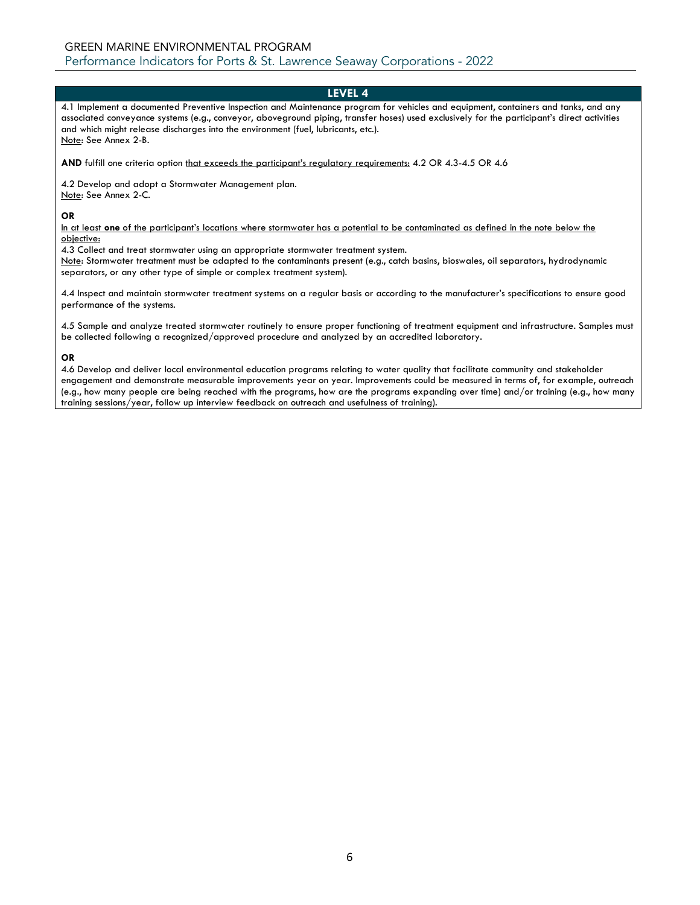## LEVEL 4

4.1 Implement a documented Preventive Inspection and Maintenance program for vehicles and equipment, containers and tanks, and any associated conveyance systems (e.g., conveyor, aboveground piping, transfer hoses) used exclusively for the participant's direct activities and which might release discharges into the environment (fuel, lubricants, etc.).
<u>Note</u>: See Annex 2-B.

**AND** fulfill one criteria option <u>that exceeds the participant's regulatory requirements:</u> 4.2 OR 4.3-4.5 OR 4.6

4.2 Develop and adopt a Stormwater Management plan.
<u>Note</u>: See Annex 2-C.

**OR**

<u>In at least **one** of the participant's locations where stormwater has a potential to be contaminated as defined in the note below the objective:</u>

4.3 Collect and treat stormwater using an appropriate stormwater treatment system.
<u>Note</u>: Stormwater treatment must be adapted to the contaminants present (e.g., catch basins, bioswales, oil separators, hydrodynamic separators, or any other type of simple or complex treatment system).

4.4 Inspect and maintain stormwater treatment systems on a regular basis or according to the manufacturer's specifications to ensure good performance of the systems.

4.5 Sample and analyze treated stormwater routinely to ensure proper functioning of treatment equipment and infrastructure. Samples must be collected following a recognized/approved procedure and analyzed by an accredited laboratory.

**OR**

4.6 Develop and deliver local environmental education programs relating to water quality that facilitate community and stakeholder engagement and demonstrate measurable improvements year on year. Improvements could be measured in terms of, for example, outreach (e.g., how many people are being reached with the programs, how are the programs expanding over time) and/or training (e.g., how many training sessions/year, follow up interview feedback on outreach and usefulness of training).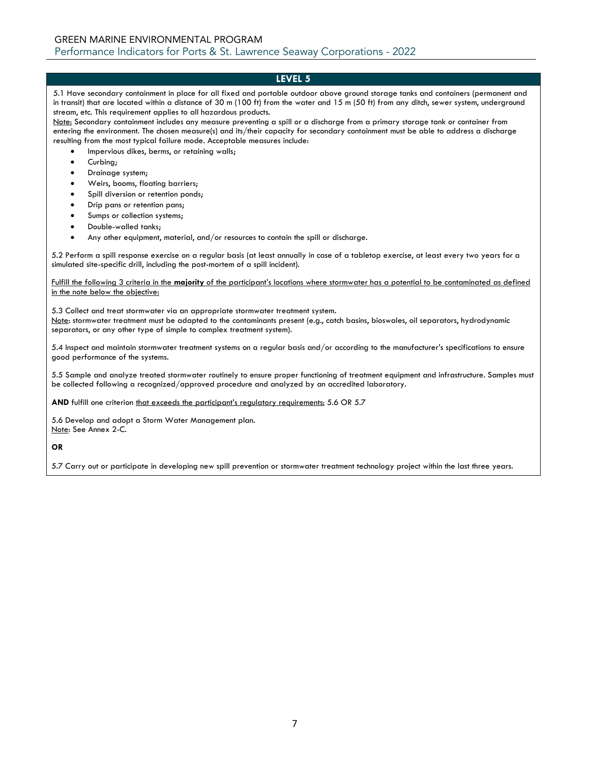## LEVEL 5

5.1 Have secondary containment in place for all fixed and portable outdoor above ground storage tanks and containers (permanent and in transit) that are located within a distance of 30 m (100 ft) from the water and 15 m (50 ft) from any ditch, sewer system, underground stream, etc. This requirement applies to all hazardous products.

Note: Secondary containment includes any measure preventing a spill or a discharge from a primary storage tank or container from entering the environment. The chosen measure(s) and its/their capacity for secondary containment must be able to address a discharge resulting from the most typical failure mode. Acceptable measures include:

- Impervious dikes, berms, or retaining walls;
- Curbing;
- Drainage system;
- Weirs, booms, floating barriers;
- Spill diversion or retention ponds;
- Drip pans or retention pans;
- Sumps or collection systems;
- Double-walled tanks;
- Any other equipment, material, and/or resources to contain the spill or discharge.

5.2 Perform a spill response exercise on a regular basis (at least annually in case of a tabletop exercise, at least every two years for a simulated site-specific drill, including the post-mortem of a spill incident).

Fulfill the following 3 criteria in the **majority** of the participant's locations where stormwater has a potential to be contaminated as defined in the note below the objective:

5.3 Collect and treat stormwater via an appropriate stormwater treatment system.
Note: stormwater treatment must be adapted to the contaminants present (e.g., catch basins, bioswales, oil separators, hydrodynamic separators, or any other type of simple to complex treatment system).

5.4 Inspect and maintain stormwater treatment systems on a regular basis and/or according to the manufacturer's specifications to ensure good performance of the systems.

5.5 Sample and analyze treated stormwater routinely to ensure proper functioning of treatment equipment and infrastructure. Samples must be collected following a recognized/approved procedure and analyzed by an accredited laboratory.

**AND** fulfill one criterion that exceeds the participant's regulatory requirements: 5.6 OR 5.7

5.6 Develop and adopt a Storm Water Management plan.
Note: See Annex 2-C.

**OR**

5.7 Carry out or participate in developing new spill prevention or stormwater treatment technology project within the last three years.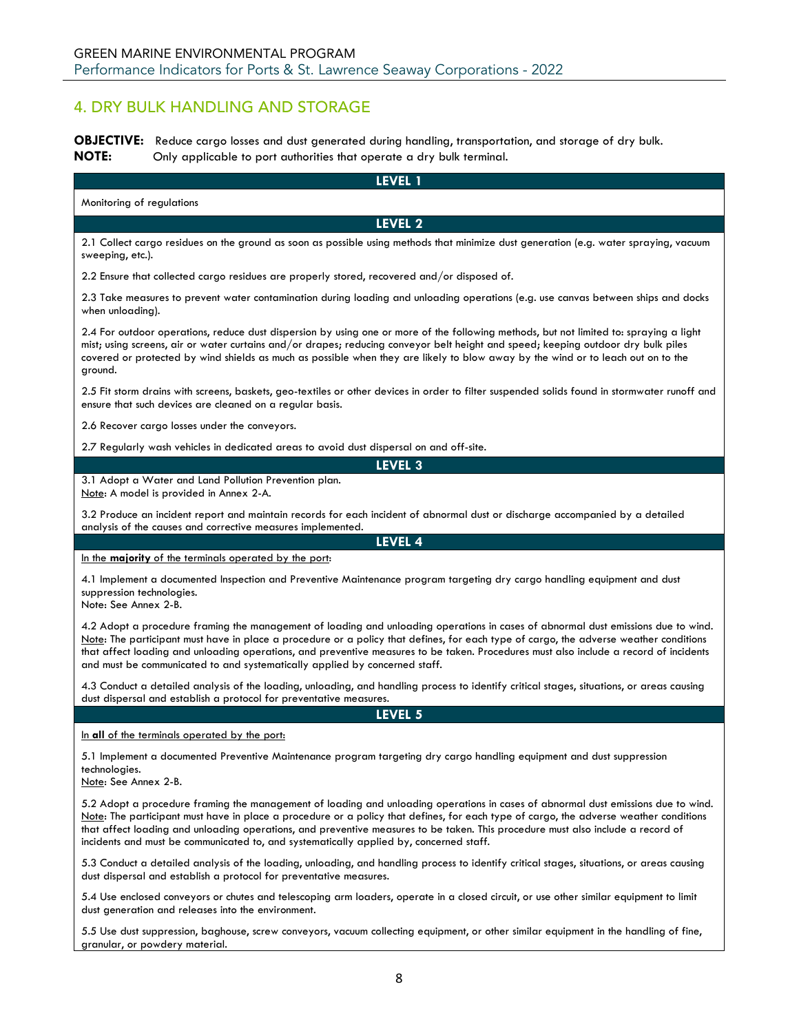## 4. DRY BULK HANDLING AND STORAGE

**OBJECTIVE:** Reduce cargo losses and dust generated during handling, transportation, and storage of dry bulk.
**NOTE:** Only applicable to port authorities that operate a dry bulk terminal.

### LEVEL 1

Monitoring of regulations

### LEVEL 2

2.1 Collect cargo residues on the ground as soon as possible using methods that minimize dust generation (e.g. water spraying, vacuum sweeping, etc.).

2.2 Ensure that collected cargo residues are properly stored, recovered and/or disposed of.

2.3 Take measures to prevent water contamination during loading and unloading operations (e.g. use canvas between ships and docks when unloading).

2.4 For outdoor operations, reduce dust dispersion by using one or more of the following methods, but not limited to: spraying a light mist; using screens, air or water curtains and/or drapes; reducing conveyor belt height and speed; keeping outdoor dry bulk piles covered or protected by wind shields as much as possible when they are likely to blow away by the wind or to leach out on to the ground.

2.5 Fit storm drains with screens, baskets, geo-textiles or other devices in order to filter suspended solids found in stormwater runoff and ensure that such devices are cleaned on a regular basis.

2.6 Recover cargo losses under the conveyors.

2.7 Regularly wash vehicles in dedicated areas to avoid dust dispersal on and off-site.

### LEVEL 3

3.1 Adopt a Water and Land Pollution Prevention plan.
Note: A model is provided in Annex 2-A.

3.2 Produce an incident report and maintain records for each incident of abnormal dust or discharge accompanied by a detailed analysis of the causes and corrective measures implemented.

### LEVEL 4

In the **majority** of the terminals operated by the port:

4.1 Implement a documented Inspection and Preventive Maintenance program targeting dry cargo handling equipment and dust suppression technologies.
Note: See Annex 2-B.

4.2 Adopt a procedure framing the management of loading and unloading operations in cases of abnormal dust emissions due to wind.
Note: The participant must have in place a procedure or a policy that defines, for each type of cargo, the adverse weather conditions that affect loading and unloading operations, and preventive measures to be taken. Procedures must also include a record of incidents and must be communicated to and systematically applied by concerned staff.

4.3 Conduct a detailed analysis of the loading, unloading, and handling process to identify critical stages, situations, or areas causing dust dispersal and establish a protocol for preventative measures.

### LEVEL 5

In **all** of the terminals operated by the port:

5.1 Implement a documented Preventive Maintenance program targeting dry cargo handling equipment and dust suppression technologies.
Note: See Annex 2-B.

5.2 Adopt a procedure framing the management of loading and unloading operations in cases of abnormal dust emissions due to wind.
Note: The participant must have in place a procedure or a policy that defines, for each type of cargo, the adverse weather conditions that affect loading and unloading operations, and preventive measures to be taken. This procedure must also include a record of incidents and must be communicated to, and systematically applied by, concerned staff.

5.3 Conduct a detailed analysis of the loading, unloading, and handling process to identify critical stages, situations, or areas causing dust dispersal and establish a protocol for preventative measures.

5.4 Use enclosed conveyors or chutes and telescoping arm loaders, operate in a closed circuit, or use other similar equipment to limit dust generation and releases into the environment.

5.5 Use dust suppression, baghouse, screw conveyors, vacuum collecting equipment, or other similar equipment in the handling of fine, granular, or powdery material.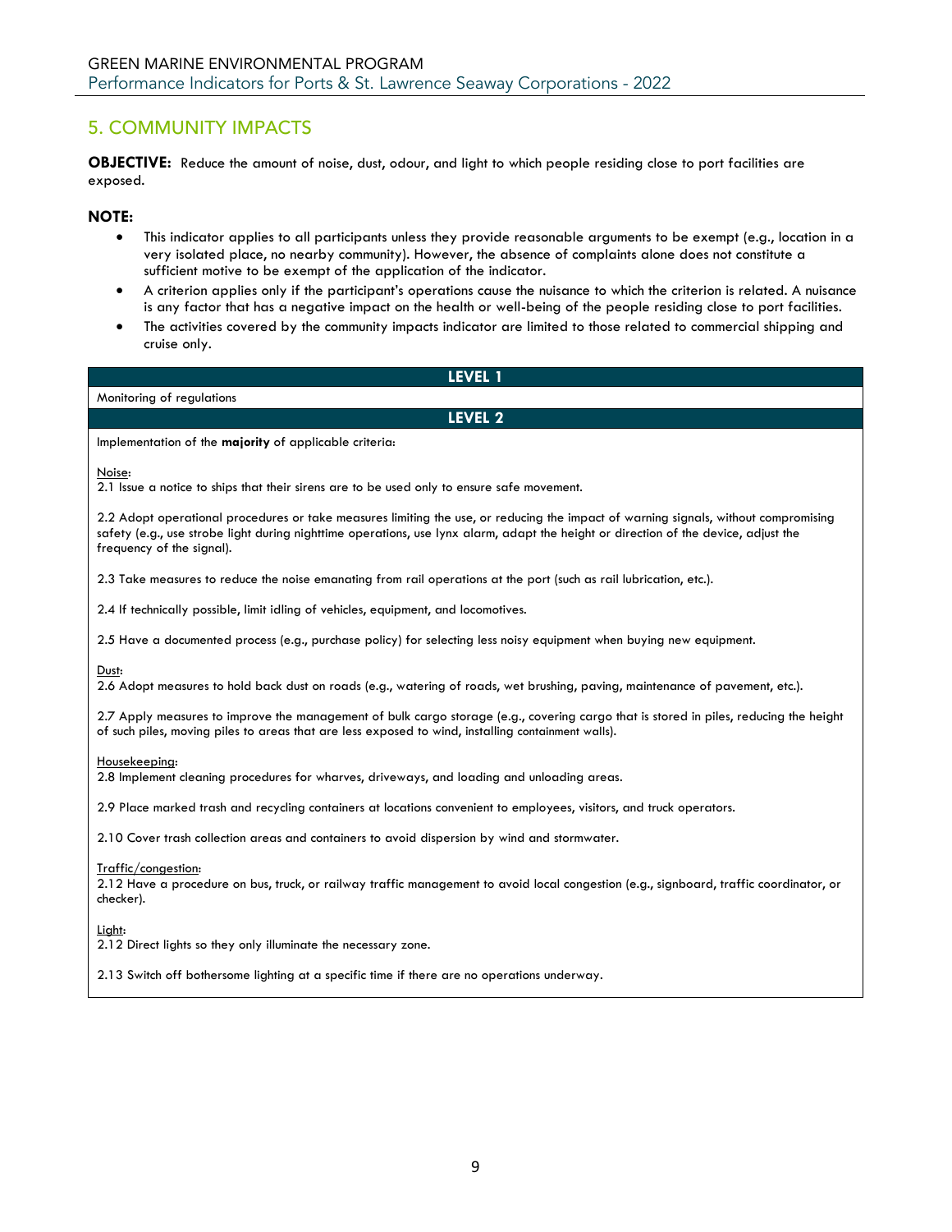## 5. COMMUNITY IMPACTS

**OBJECTIVE:** Reduce the amount of noise, dust, odour, and light to which people residing close to port facilities are exposed.

**NOTE:**

- This indicator applies to all participants unless they provide reasonable arguments to be exempt (e.g., location in a very isolated place, no nearby community). However, the absence of complaints alone does not constitute a sufficient motive to be exempt of the application of the indicator.
- A criterion applies only if the participant's operations cause the nuisance to which the criterion is related. A nuisance is any factor that has a negative impact on the health or well-being of the people residing close to port facilities.
- The activities covered by the community impacts indicator are limited to those related to commercial shipping and cruise only.

### LEVEL 1

Monitoring of regulations

### LEVEL 2

Implementation of the **majority** of applicable criteria:

Noise:

2.1 Issue a notice to ships that their sirens are to be used only to ensure safe movement.

2.2 Adopt operational procedures or take measures limiting the use, or reducing the impact of warning signals, without compromising safety (e.g., use strobe light during nighttime operations, use lynx alarm, adapt the height or direction of the device, adjust the frequency of the signal).

2.3 Take measures to reduce the noise emanating from rail operations at the port (such as rail lubrication, etc.).

2.4 If technically possible, limit idling of vehicles, equipment, and locomotives.

2.5 Have a documented process (e.g., purchase policy) for selecting less noisy equipment when buying new equipment.

Dust:

2.6 Adopt measures to hold back dust on roads (e.g., watering of roads, wet brushing, paving, maintenance of pavement, etc.).

2.7 Apply measures to improve the management of bulk cargo storage (e.g., covering cargo that is stored in piles, reducing the height of such piles, moving piles to areas that are less exposed to wind, installing containment walls).

Housekeeping:

2.8 Implement cleaning procedures for wharves, driveways, and loading and unloading areas.

2.9 Place marked trash and recycling containers at locations convenient to employees, visitors, and truck operators.

2.10 Cover trash collection areas and containers to avoid dispersion by wind and stormwater.

Traffic/congestion:

2.12 Have a procedure on bus, truck, or railway traffic management to avoid local congestion (e.g., signboard, traffic coordinator, or checker).

Light:

2.12 Direct lights so they only illuminate the necessary zone.

2.13 Switch off bothersome lighting at a specific time if there are no operations underway.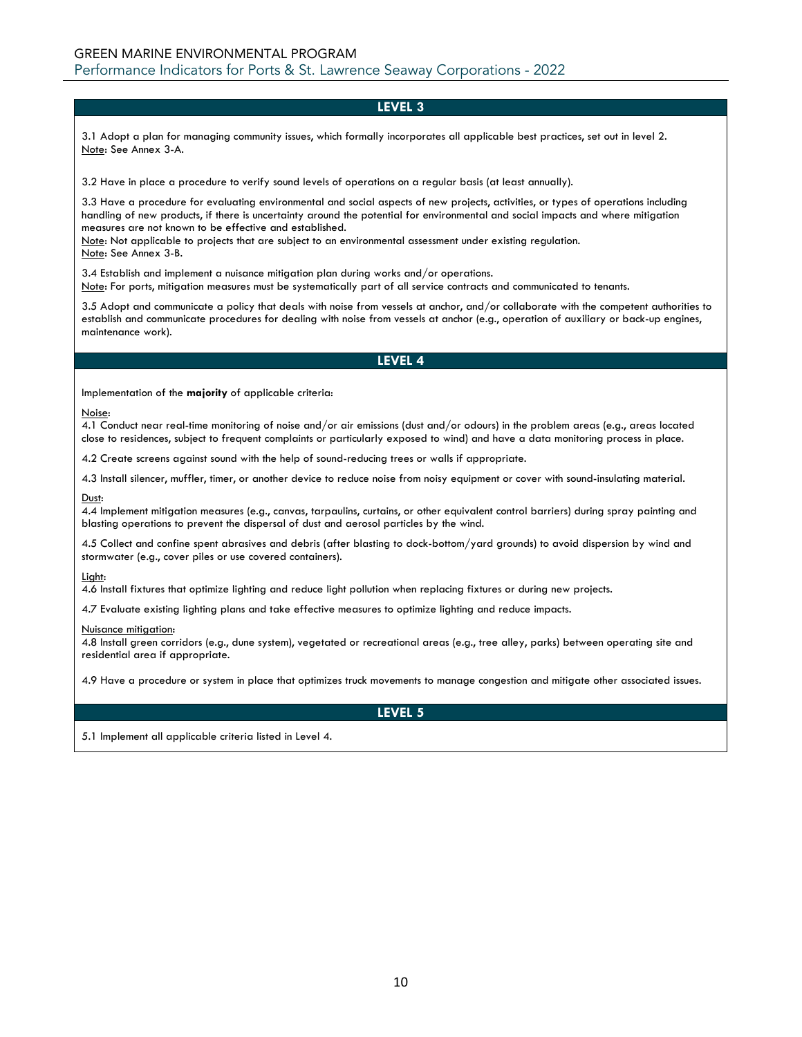## LEVEL 3

3.1 Adopt a plan for managing community issues, which formally incorporates all applicable best practices, set out in level 2.
Note: See Annex 3-A.

3.2 Have in place a procedure to verify sound levels of operations on a regular basis (at least annually).

3.3 Have a procedure for evaluating environmental and social aspects of new projects, activities, or types of operations including handling of new products, if there is uncertainty around the potential for environmental and social impacts and where mitigation measures are not known to be effective and established.
Note: Not applicable to projects that are subject to an environmental assessment under existing regulation.
Note: See Annex 3-B.

3.4 Establish and implement a nuisance mitigation plan during works and/or operations.
Note: For ports, mitigation measures must be systematically part of all service contracts and communicated to tenants.

3.5 Adopt and communicate a policy that deals with noise from vessels at anchor, and/or collaborate with the competent authorities to establish and communicate procedures for dealing with noise from vessels at anchor (e.g., operation of auxiliary or back-up engines, maintenance work).

## LEVEL 4

Implementation of the **majority** of applicable criteria:

Noise:
4.1 Conduct near real-time monitoring of noise and/or air emissions (dust and/or odours) in the problem areas (e.g., areas located close to residences, subject to frequent complaints or particularly exposed to wind) and have a data monitoring process in place.

4.2 Create screens against sound with the help of sound-reducing trees or walls if appropriate.

4.3 Install silencer, muffler, timer, or another device to reduce noise from noisy equipment or cover with sound-insulating material.

Dust:
4.4 Implement mitigation measures (e.g., canvas, tarpaulins, curtains, or other equivalent control barriers) during spray painting and blasting operations to prevent the dispersal of dust and aerosol particles by the wind.

4.5 Collect and confine spent abrasives and debris (after blasting to dock-bottom/yard grounds) to avoid dispersion by wind and stormwater (e.g., cover piles or use covered containers).

Light:
4.6 Install fixtures that optimize lighting and reduce light pollution when replacing fixtures or during new projects.

4.7 Evaluate existing lighting plans and take effective measures to optimize lighting and reduce impacts.

Nuisance mitigation:
4.8 Install green corridors (e.g., dune system), vegetated or recreational areas (e.g., tree alley, parks) between operating site and residential area if appropriate.

4.9 Have a procedure or system in place that optimizes truck movements to manage congestion and mitigate other associated issues.

## LEVEL 5

5.1 Implement all applicable criteria listed in Level 4.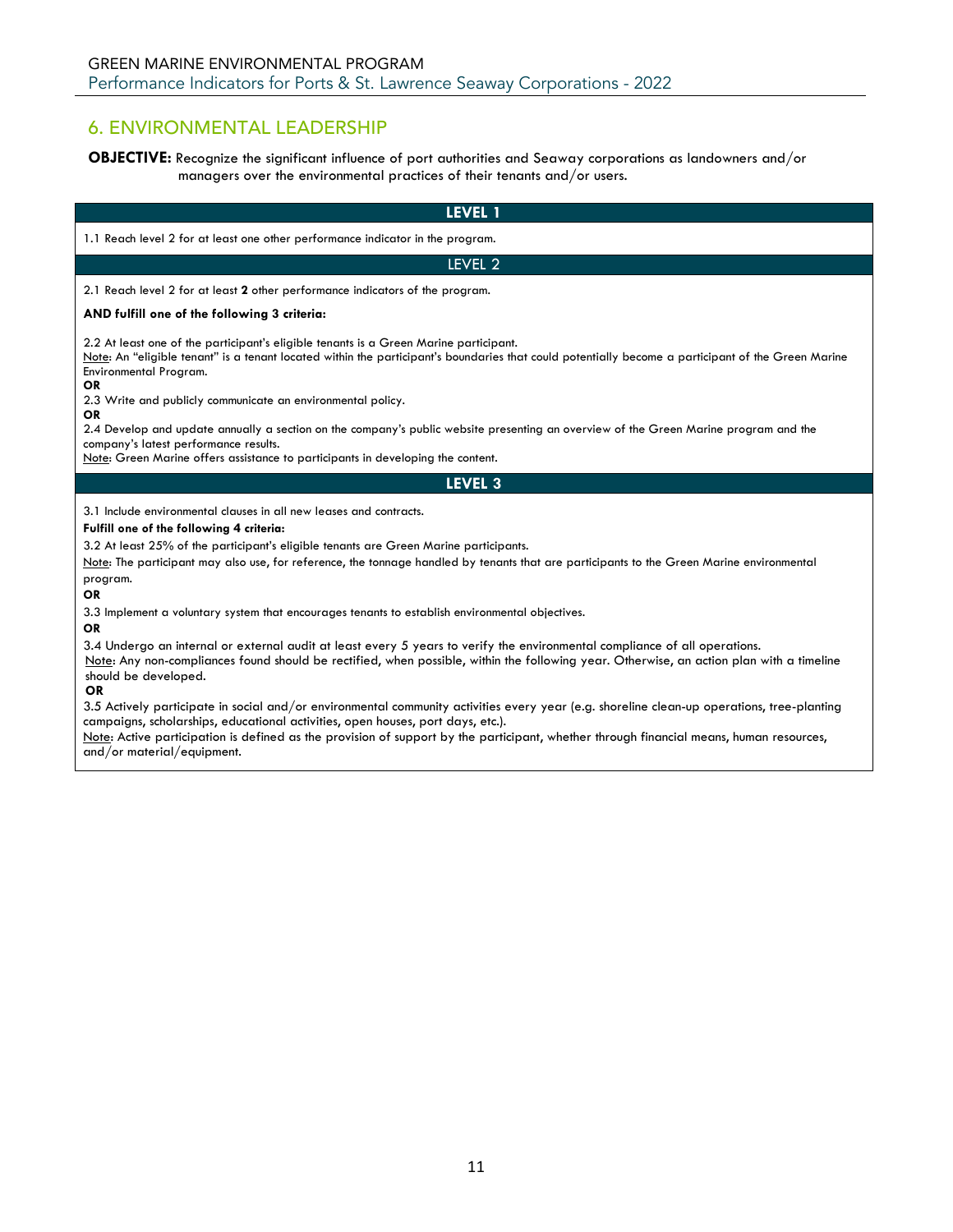## 6. ENVIRONMENTAL LEADERSHIP

**OBJECTIVE:** Recognize the significant influence of port authorities and Seaway corporations as landowners and/or managers over the environmental practices of their tenants and/or users.

### LEVEL 1

1.1 Reach level 2 for at least one other performance indicator in the program.

### LEVEL 2

2.1 Reach level 2 for at least **2** other performance indicators of the program.

**AND fulfill one of the following 3 criteria:**

2.2 At least one of the participant's eligible tenants is a Green Marine participant.
Note: An "eligible tenant" is a tenant located within the participant's boundaries that could potentially become a participant of the Green Marine Environmental Program.
**OR**
2.3 Write and publicly communicate an environmental policy.
**OR**
2.4 Develop and update annually a section on the company's public website presenting an overview of the Green Marine program and the company's latest performance results.
Note: Green Marine offers assistance to participants in developing the content.

### LEVEL 3

3.1 Include environmental clauses in all new leases and contracts.

**Fulfill one of the following 4 criteria:**

3.2 At least 25% of the participant's eligible tenants are Green Marine participants.
Note: The participant may also use, for reference, the tonnage handled by tenants that are participants to the Green Marine environmental program.
**OR**
3.3 Implement a voluntary system that encourages tenants to establish environmental objectives.
**OR**
3.4 Undergo an internal or external audit at least every 5 years to verify the environmental compliance of all operations.
Note: Any non-compliances found should be rectified, when possible, within the following year. Otherwise, an action plan with a timeline should be developed.
**OR**
3.5 Actively participate in social and/or environmental community activities every year (e.g. shoreline clean-up operations, tree-planting campaigns, scholarships, educational activities, open houses, port days, etc.).
Note: Active participation is defined as the provision of support by the participant, whether through financial means, human resources, and/or material/equipment.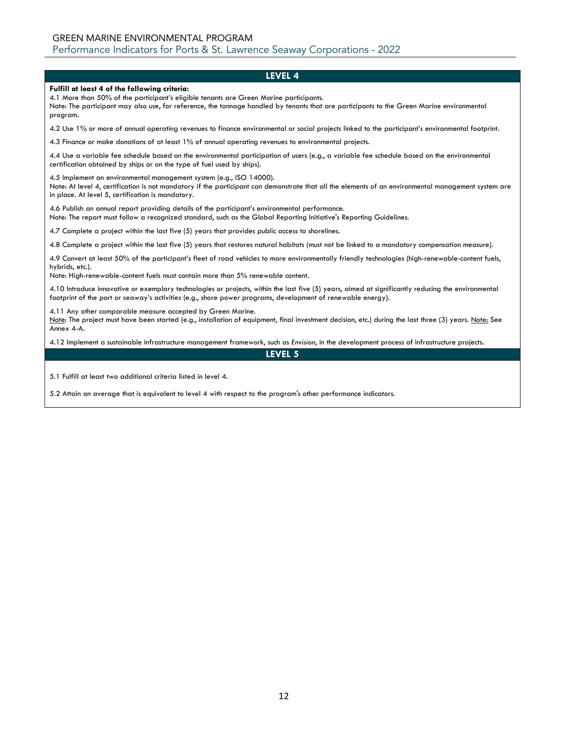## LEVEL 4

**Fulfill at least 4 of the following criteria:**

4.1 More than 50% of the participant's eligible tenants are Green Marine participants.
Note: The participant may also use, for reference, the tonnage handled by tenants that are participants to the Green Marine environmental program.

4.2 Use 1% or more of annual operating revenues to finance environmental or social projects linked to the participant's environmental footprint.

4.3 Finance or make donations of at least 1% of annual operating revenues to environmental projects.

4.4 Use a variable fee schedule based on the environmental participation of users (e.g., a variable fee schedule based on the environmental certification obtained by ships or on the type of fuel used by ships).

4.5 Implement an environmental management system (e.g., ISO 14000).
Note: At level 4, certification is not mandatory if the participant can demonstrate that all the elements of an environmental management system are in place. At level 5, certification is mandatory.

4.6 Publish an annual report providing details of the participant's environmental performance.
Note: The report must follow a recognized standard, such as the Global Reporting Initiative's Reporting Guidelines.

4.7 Complete a project within the last five (5) years that provides public access to shorelines.

4.8 Complete a project within the last five (5) years that restores natural habitats (must not be linked to a mandatory compensation measure).

4.9 Convert at least 50% of the participant's fleet of road vehicles to more environmentally friendly technologies (high-renewable-content fuels, hybrids, etc.).
Note: High-renewable-content fuels must contain more than 5% renewable content.

4.10 Introduce innovative or exemplary technologies or projects, within the last five (5) years, aimed at significantly reducing the environmental footprint of the port or seaway's activities (e.g., shore power programs, development of renewable energy).

4.11 Any other comparable measure accepted by Green Marine.
Note: The project must have been started (e.g., installation of equipment, final investment decision, etc.) during the last three (3) years. Note: See Annex 4-A.

4.12 Implement a sustainable infrastructure management framework, such as *Envision*, in the development process of infrastructure projects.

## LEVEL 5

5.1 Fulfill at least two additional criteria listed in level 4.

5.2 Attain an average that is equivalent to level 4 with respect to the program's other performance indicators.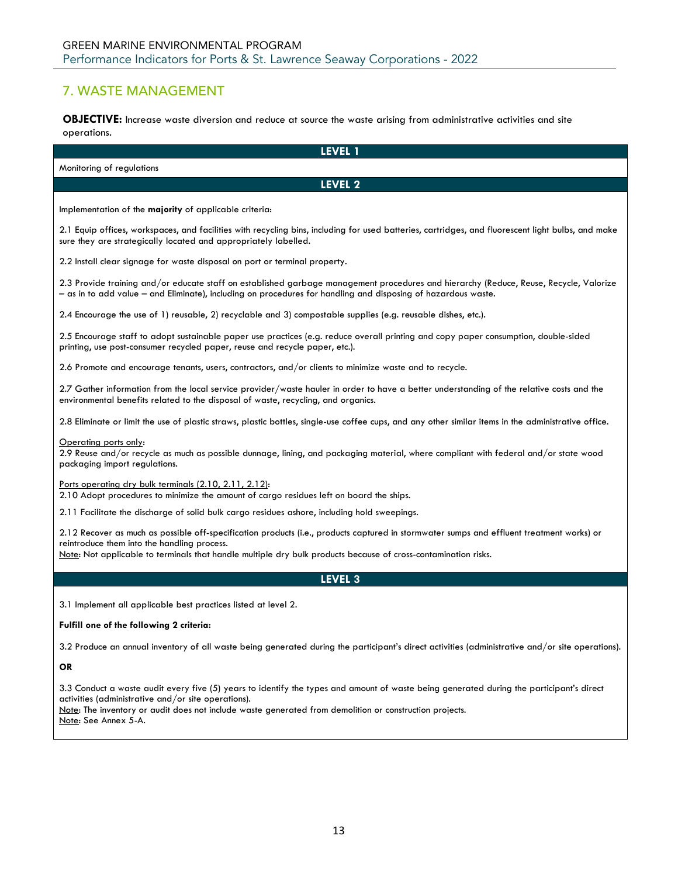## 7. WASTE MANAGEMENT

**OBJECTIVE:** Increase waste diversion and reduce at source the waste arising from administrative activities and site operations.

### LEVEL 1

Monitoring of regulations

### LEVEL 2

Implementation of the **majority** of applicable criteria:

2.1 Equip offices, workspaces, and facilities with recycling bins, including for used batteries, cartridges, and fluorescent light bulbs, and make sure they are strategically located and appropriately labelled.

2.2 Install clear signage for waste disposal on port or terminal property.

2.3 Provide training and/or educate staff on established garbage management procedures and hierarchy (Reduce, Reuse, Recycle, Valorize – as in to add value – and Eliminate), including on procedures for handling and disposing of hazardous waste.

2.4 Encourage the use of 1) reusable, 2) recyclable and 3) compostable supplies (e.g. reusable dishes, etc.).

2.5 Encourage staff to adopt sustainable paper use practices (e.g. reduce overall printing and copy paper consumption, double-sided printing, use post-consumer recycled paper, reuse and recycle paper, etc.).

2.6 Promote and encourage tenants, users, contractors, and/or clients to minimize waste and to recycle.

2.7 Gather information from the local service provider/waste hauler in order to have a better understanding of the relative costs and the environmental benefits related to the disposal of waste, recycling, and organics.

2.8 Eliminate or limit the use of plastic straws, plastic bottles, single-use coffee cups, and any other similar items in the administrative office.

Operating ports only:
2.9 Reuse and/or recycle as much as possible dunnage, lining, and packaging material, where compliant with federal and/or state wood packaging import regulations.

Ports operating dry bulk terminals (2.10, 2.11, 2.12):
2.10 Adopt procedures to minimize the amount of cargo residues left on board the ships.

2.11 Facilitate the discharge of solid bulk cargo residues ashore, including hold sweepings.

2.12 Recover as much as possible off-specification products (i.e., products captured in stormwater sumps and effluent treatment works) or reintroduce them into the handling process.
Note: Not applicable to terminals that handle multiple dry bulk products because of cross-contamination risks.

### LEVEL 3

3.1 Implement all applicable best practices listed at level 2.

**Fulfill one of the following 2 criteria:**

3.2 Produce an annual inventory of all waste being generated during the participant's direct activities (administrative and/or site operations).

**OR**

3.3 Conduct a waste audit every five (5) years to identify the types and amount of waste being generated during the participant's direct activities (administrative and/or site operations).
Note: The inventory or audit does not include waste generated from demolition or construction projects.
Note: See Annex 5-A.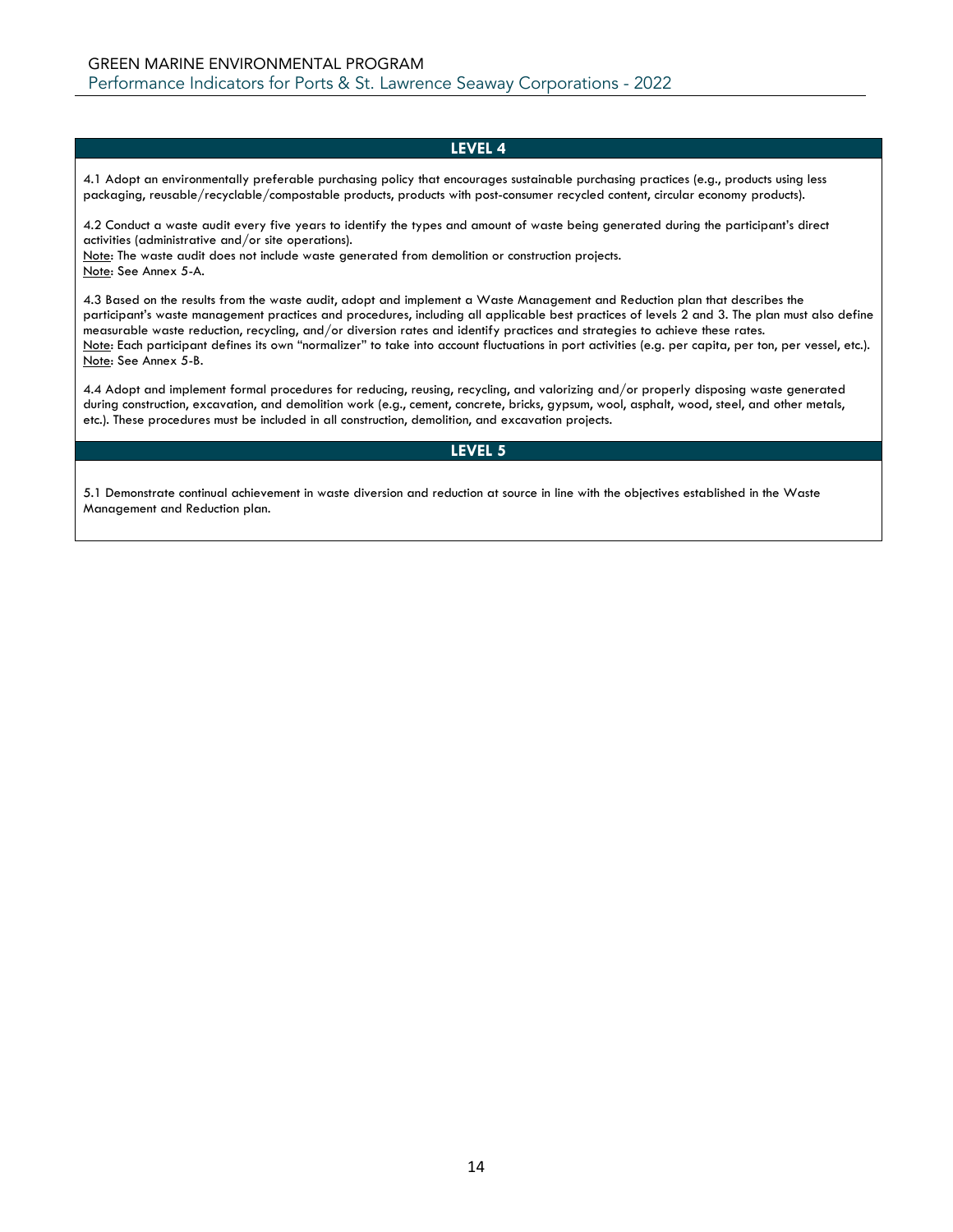## LEVEL 4

4.1 Adopt an environmentally preferable purchasing policy that encourages sustainable purchasing practices (e.g., products using less packaging, reusable/recyclable/compostable products, products with post-consumer recycled content, circular economy products).

4.2 Conduct a waste audit every five years to identify the types and amount of waste being generated during the participant's direct activities (administrative and/or site operations).
Note: The waste audit does not include waste generated from demolition or construction projects.
Note: See Annex 5-A.

4.3 Based on the results from the waste audit, adopt and implement a Waste Management and Reduction plan that describes the participant's waste management practices and procedures, including all applicable best practices of levels 2 and 3. The plan must also define measurable waste reduction, recycling, and/or diversion rates and identify practices and strategies to achieve these rates.
Note: Each participant defines its own "normalizer" to take into account fluctuations in port activities (e.g. per capita, per ton, per vessel, etc.).
Note: See Annex 5-B.

4.4 Adopt and implement formal procedures for reducing, reusing, recycling, and valorizing and/or properly disposing waste generated during construction, excavation, and demolition work (e.g., cement, concrete, bricks, gypsum, wool, asphalt, wood, steel, and other metals, etc.). These procedures must be included in all construction, demolition, and excavation projects.

## LEVEL 5

5.1 Demonstrate continual achievement in waste diversion and reduction at source in line with the objectives established in the Waste Management and Reduction plan.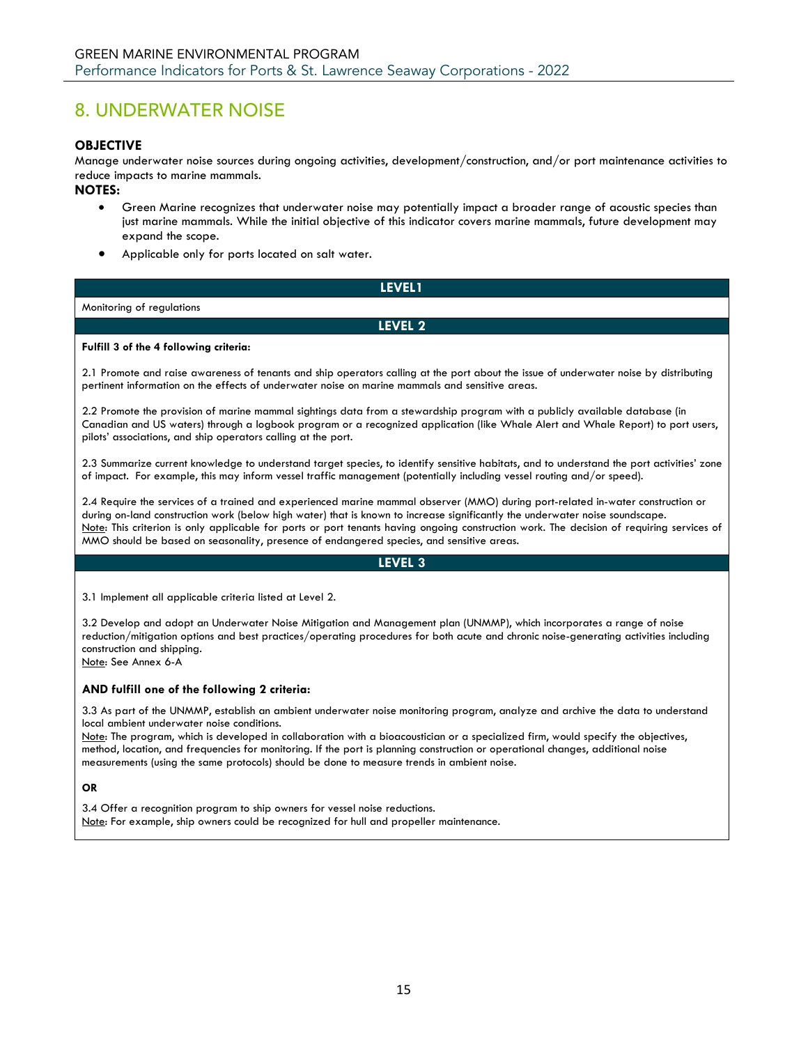# 8. UNDERWATER NOISE

**OBJECTIVE**

Manage underwater noise sources during ongoing activities, development/construction, and/or port maintenance activities to reduce impacts to marine mammals.

**NOTES:**

- Green Marine recognizes that underwater noise may potentially impact a broader range of acoustic species than just marine mammals. While the initial objective of this indicator covers marine mammals, future development may expand the scope.
- Applicable only for ports located on salt water.

## LEVEL1

Monitoring of regulations

## LEVEL 2

**Fulfill 3 of the 4 following criteria:**

2.1 Promote and raise awareness of tenants and ship operators calling at the port about the issue of underwater noise by distributing pertinent information on the effects of underwater noise on marine mammals and sensitive areas.

2.2 Promote the provision of marine mammal sightings data from a stewardship program with a publicly available database (in Canadian and US waters) through a logbook program or a recognized application (like Whale Alert and Whale Report) to port users, pilots' associations, and ship operators calling at the port.

2.3 Summarize current knowledge to understand target species, to identify sensitive habitats, and to understand the port activities' zone of impact. For example, this may inform vessel traffic management (potentially including vessel routing and/or speed).

2.4 Require the services of a trained and experienced marine mammal observer (MMO) during port-related in-water construction or during on-land construction work (below high water) that is known to increase significantly the underwater noise soundscape.
Note: This criterion is only applicable for ports or port tenants having ongoing construction work. The decision of requiring services of MMO should be based on seasonality, presence of endangered species, and sensitive areas.

## LEVEL 3

3.1 Implement all applicable criteria listed at Level 2.

3.2 Develop and adopt an Underwater Noise Mitigation and Management plan (UNMMP), which incorporates a range of noise reduction/mitigation options and best practices/operating procedures for both acute and chronic noise-generating activities including construction and shipping.
Note: See Annex 6-A

**AND fulfill one of the following 2 criteria:**

3.3 As part of the UNMMP, establish an ambient underwater noise monitoring program, analyze and archive the data to understand local ambient underwater noise conditions.
Note: The program, which is developed in collaboration with a bioacoustician or a specialized firm, would specify the objectives, method, location, and frequencies for monitoring. If the port is planning construction or operational changes, additional noise measurements (using the same protocols) should be done to measure trends in ambient noise.

**OR**

3.4 Offer a recognition program to ship owners for vessel noise reductions.
Note: For example, ship owners could be recognized for hull and propeller maintenance.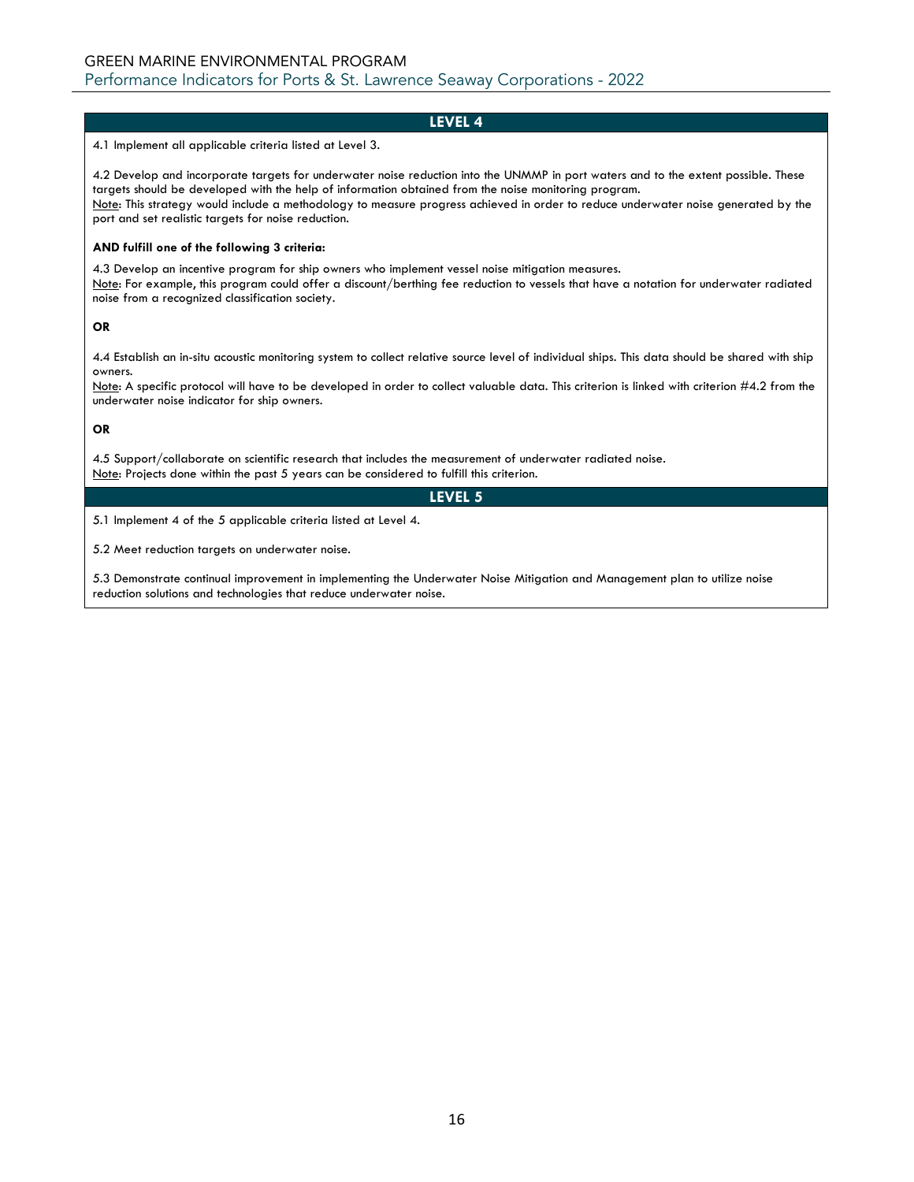## LEVEL 4

4.1 Implement all applicable criteria listed at Level 3.

4.2 Develop and incorporate targets for underwater noise reduction into the UNMMP in port waters and to the extent possible. These targets should be developed with the help of information obtained from the noise monitoring program.
Note: This strategy would include a methodology to measure progress achieved in order to reduce underwater noise generated by the port and set realistic targets for noise reduction.

**AND fulfill one of the following 3 criteria:**

4.3 Develop an incentive program for ship owners who implement vessel noise mitigation measures.
Note: For example, this program could offer a discount/berthing fee reduction to vessels that have a notation for underwater radiated noise from a recognized classification society.

**OR**

4.4 Establish an in-situ acoustic monitoring system to collect relative source level of individual ships. This data should be shared with ship owners.
Note: A specific protocol will have to be developed in order to collect valuable data. This criterion is linked with criterion #4.2 from the underwater noise indicator for ship owners.

**OR**

4.5 Support/collaborate on scientific research that includes the measurement of underwater radiated noise.
Note: Projects done within the past 5 years can be considered to fulfill this criterion.

## LEVEL 5

5.1 Implement 4 of the 5 applicable criteria listed at Level 4.

5.2 Meet reduction targets on underwater noise.

5.3 Demonstrate continual improvement in implementing the Underwater Noise Mitigation and Management plan to utilize noise reduction solutions and technologies that reduce underwater noise.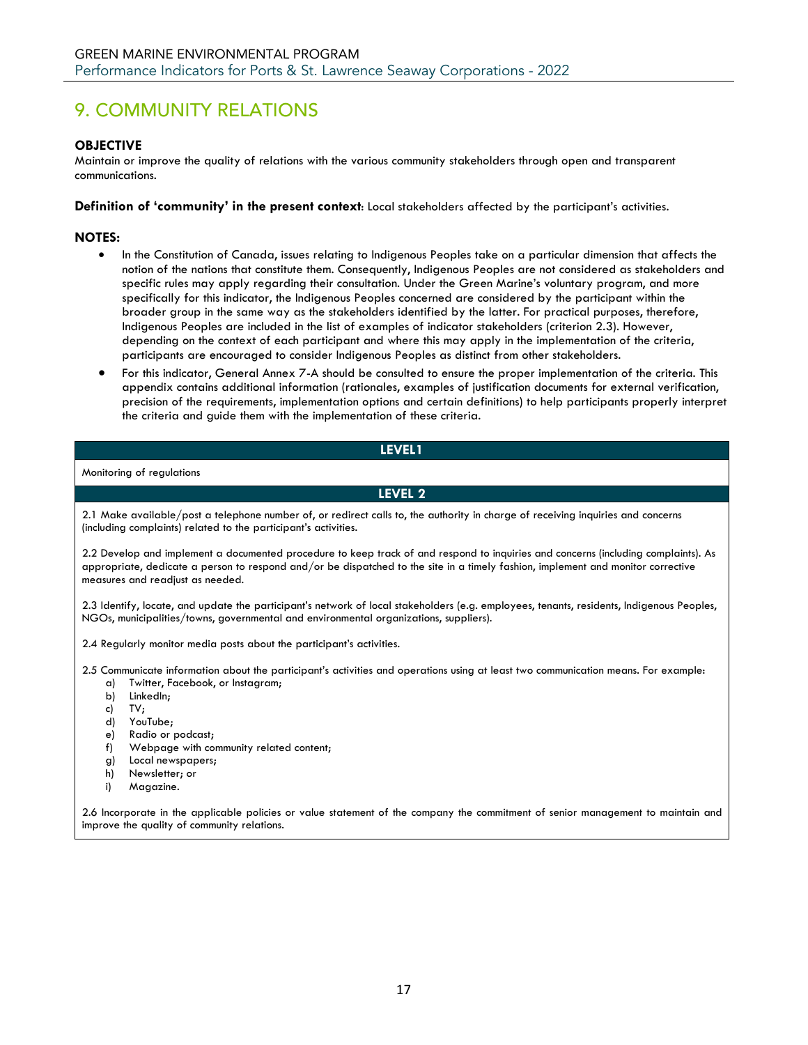# 9. COMMUNITY RELATIONS

**OBJECTIVE**

Maintain or improve the quality of relations with the various community stakeholders through open and transparent communications.

**Definition of 'community' in the present context**: Local stakeholders affected by the participant's activities.

**NOTES:**

- In the Constitution of Canada, issues relating to Indigenous Peoples take on a particular dimension that affects the notion of the nations that constitute them. Consequently, Indigenous Peoples are not considered as stakeholders and specific rules may apply regarding their consultation. Under the Green Marine's voluntary program, and more specifically for this indicator, the Indigenous Peoples concerned are considered by the participant within the broader group in the same way as the stakeholders identified by the latter. For practical purposes, therefore, Indigenous Peoples are included in the list of examples of indicator stakeholders (criterion 2.3). However, depending on the context of each participant and where this may apply in the implementation of the criteria, participants are encouraged to consider Indigenous Peoples as distinct from other stakeholders.
- For this indicator, General Annex 7-A should be consulted to ensure the proper implementation of the criteria. This appendix contains additional information (rationales, examples of justification documents for external verification, precision of the requirements, implementation options and certain definitions) to help participants properly interpret the criteria and guide them with the implementation of these criteria.

## LEVEL1

Monitoring of regulations

## LEVEL 2

2.1 Make available/post a telephone number of, or redirect calls to, the authority in charge of receiving inquiries and concerns (including complaints) related to the participant's activities.

2.2 Develop and implement a documented procedure to keep track of and respond to inquiries and concerns (including complaints). As appropriate, dedicate a person to respond and/or be dispatched to the site in a timely fashion, implement and monitor corrective measures and readjust as needed.

2.3 Identify, locate, and update the participant's network of local stakeholders (e.g. employees, tenants, residents, Indigenous Peoples, NGOs, municipalities/towns, governmental and environmental organizations, suppliers).

2.4 Regularly monitor media posts about the participant's activities.

2.5 Communicate information about the participant's activities and operations using at least two communication means. For example:

a) Twitter, Facebook, or Instagram;
b) LinkedIn;
c) TV;
d) YouTube;
e) Radio or podcast;
f) Webpage with community related content;
g) Local newspapers;
h) Newsletter; or
i) Magazine.

2.6 Incorporate in the applicable policies or value statement of the company the commitment of senior management to maintain and improve the quality of community relations.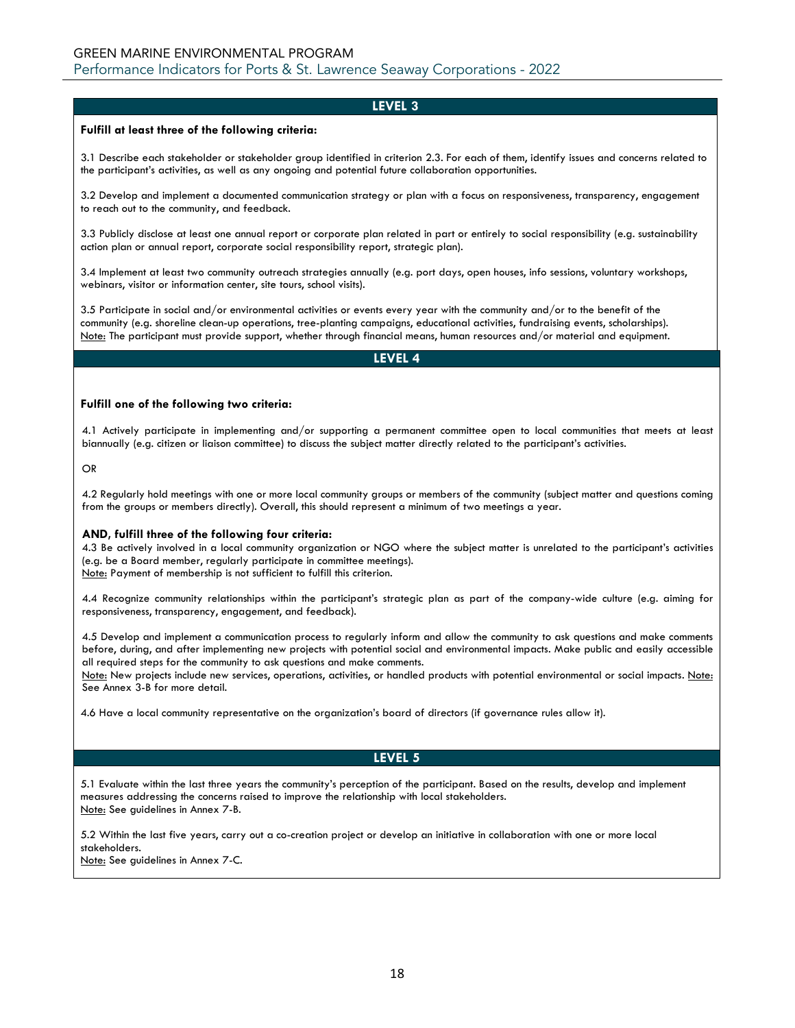## LEVEL 3

**Fulfill at least three of the following criteria:**

3.1 Describe each stakeholder or stakeholder group identified in criterion 2.3. For each of them, identify issues and concerns related to the participant's activities, as well as any ongoing and potential future collaboration opportunities.

3.2 Develop and implement a documented communication strategy or plan with a focus on responsiveness, transparency, engagement to reach out to the community, and feedback.

3.3 Publicly disclose at least one annual report or corporate plan related in part or entirely to social responsibility (e.g. sustainability action plan or annual report, corporate social responsibility report, strategic plan).

3.4 Implement at least two community outreach strategies annually (e.g. port days, open houses, info sessions, voluntary workshops, webinars, visitor or information center, site tours, school visits).

3.5 Participate in social and/or environmental activities or events every year with the community and/or to the benefit of the community (e.g. shoreline clean-up operations, tree-planting campaigns, educational activities, fundraising events, scholarships).
Note: The participant must provide support, whether through financial means, human resources and/or material and equipment.

## LEVEL 4

**Fulfill one of the following two criteria:**

4.1 Actively participate in implementing and/or supporting a permanent committee open to local communities that meets at least biannually (e.g. citizen or liaison committee) to discuss the subject matter directly related to the participant's activities.

OR

4.2 Regularly hold meetings with one or more local community groups or members of the community (subject matter and questions coming from the groups or members directly). Overall, this should represent a minimum of two meetings a year.

**AND, fulfill three of the following four criteria:**

4.3 Be actively involved in a local community organization or NGO where the subject matter is unrelated to the participant's activities (e.g. be a Board member, regularly participate in committee meetings).
Note: Payment of membership is not sufficient to fulfill this criterion.

4.4 Recognize community relationships within the participant's strategic plan as part of the company-wide culture (e.g. aiming for responsiveness, transparency, engagement, and feedback).

4.5 Develop and implement a communication process to regularly inform and allow the community to ask questions and make comments before, during, and after implementing new projects with potential social and environmental impacts. Make public and easily accessible all required steps for the community to ask questions and make comments.
Note: New projects include new services, operations, activities, or handled products with potential environmental or social impacts. Note: See Annex 3-B for more detail.

4.6 Have a local community representative on the organization's board of directors (if governance rules allow it).

## LEVEL 5

5.1 Evaluate within the last three years the community's perception of the participant. Based on the results, develop and implement measures addressing the concerns raised to improve the relationship with local stakeholders.
Note: See guidelines in Annex 7-B.

5.2 Within the last five years, carry out a co-creation project or develop an initiative in collaboration with one or more local stakeholders.
Note: See guidelines in Annex 7-C.